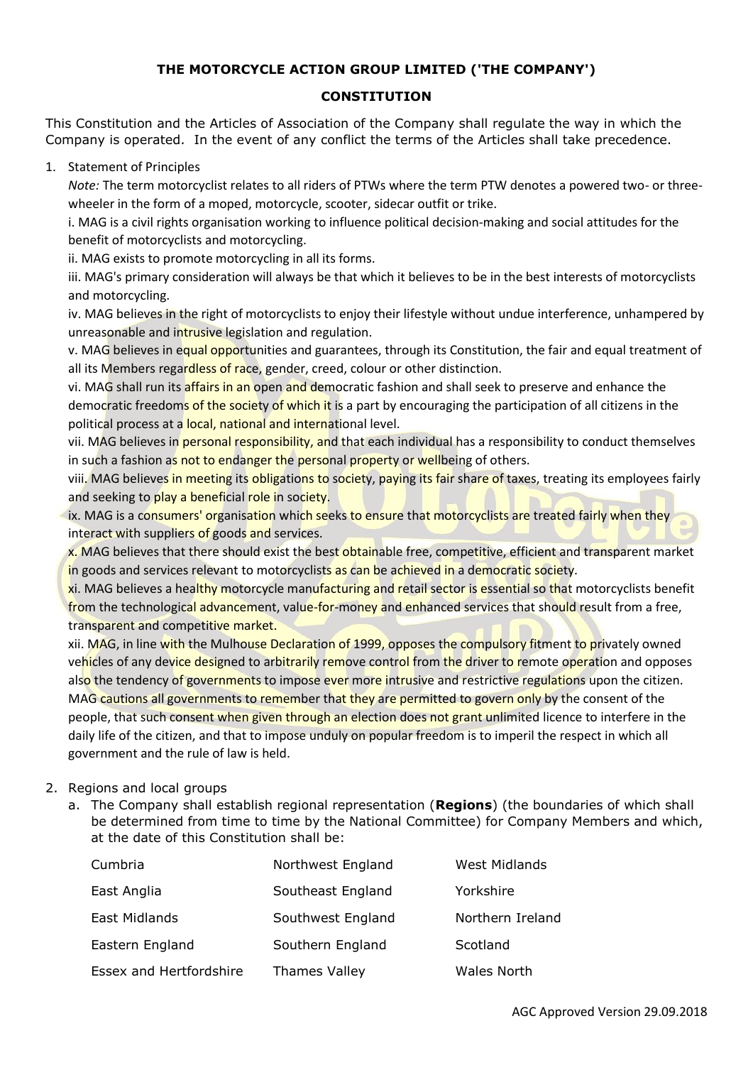# THE MOTORCYCLE ACTION GROUP LIMITED ('THE COMPANY')

## CONSTITUTION

This Constitution and the Articles of Association of the Company shall regulate the way in which the Company is operated. In the event of any conflict the terms of the Articles shall take precedence.

1. Statement of Principles

   *Note:* The term motorcyclist relates to all riders of PTWs where the term PTW denotes a powered two- or three-wheeler in the form of a moped, motorcycle, scooter, sidecar outfit or trike.

   i. MAG is a civil rights organisation working to influence political decision-making and social attitudes for the benefit of motorcyclists and motorcycling.

   ii. MAG exists to promote motorcycling in all its forms.

   iii. MAG's primary consideration will always be that which it believes to be in the best interests of motorcyclists and motorcycling.

   iv. MAG believes in the right of motorcyclists to enjoy their lifestyle without undue interference, unhampered by unreasonable and intrusive legislation and regulation.

   v. MAG believes in equal opportunities and guarantees, through its Constitution, the fair and equal treatment of all its Members regardless of race, gender, creed, colour or other distinction.

   vi. MAG shall run its affairs in an open and democratic fashion and shall seek to preserve and enhance the democratic freedoms of the society of which it is a part by encouraging the participation of all citizens in the political process at a local, national and international level.

   vii. MAG believes in personal responsibility, and that each individual has a responsibility to conduct themselves in such a fashion as not to endanger the personal property or wellbeing of others.

   viii. MAG believes in meeting its obligations to society, paying its fair share of taxes, treating its employees fairly and seeking to play a beneficial role in society.

   ix. MAG is a consumers' organisation which seeks to ensure that motorcyclists are treated fairly when they interact with suppliers of goods and services.

   x. MAG believes that there should exist the best obtainable free, competitive, efficient and transparent market in goods and services relevant to motorcyclists as can be achieved in a democratic society.

   xi. MAG believes a healthy motorcycle manufacturing and retail sector is essential so that motorcyclists benefit from the technological advancement, value-for-money and enhanced services that should result from a free, transparent and competitive market.

   xii. MAG, in line with the Mulhouse Declaration of 1999, opposes the compulsory fitment to privately owned vehicles of any device designed to arbitrarily remove control from the driver to remote operation and opposes also the tendency of governments to impose ever more intrusive and restrictive regulations upon the citizen. MAG cautions all governments to remember that they are permitted to govern only by the consent of the people, that such consent when given through an election does not grant unlimited licence to interfere in the daily life of the citizen, and that to impose unduly on popular freedom is to imperil the respect in which all government and the rule of law is held.

2. Regions and local groups

   a. The Company shall establish regional representation (**Regions**) (the boundaries of which shall be determined from time to time by the National Committee) for Company Members and which, at the date of this Constitution shall be:

| | | |
|---|---|---|
| Cumbria | Northwest England | West Midlands |
| East Anglia | Southeast England | Yorkshire |
| East Midlands | Southwest England | Northern Ireland |
| Eastern England | Southern England | Scotland |
| Essex and Hertfordshire | Thames Valley | Wales North |

AGC Approved Version 29.09.2018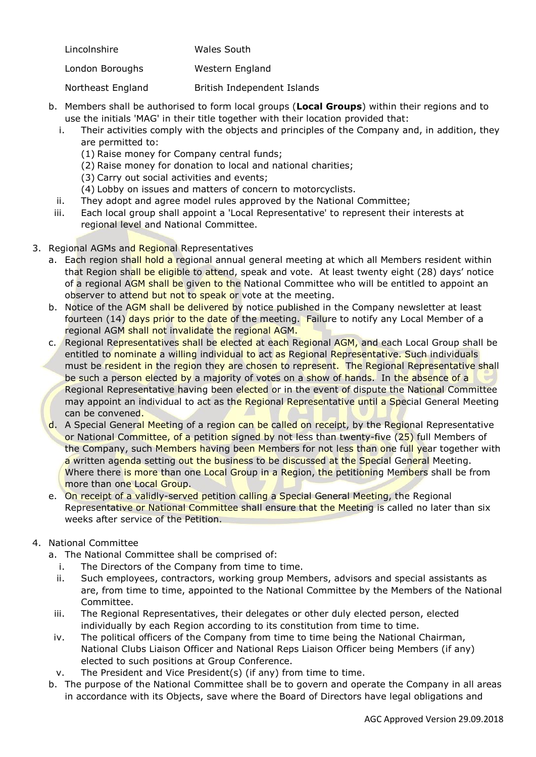| | |
|---|---|
| Lincolnshire | Wales South |
| London Boroughs | Western England |
| Northeast England | British Independent Islands |

b. Members shall be authorised to form local groups (**Local Groups**) within their regions and to use the initials 'MAG' in their title together with their location provided that:

   i. Their activities comply with the objects and principles of the Company and, in addition, they are permitted to:

      (1) Raise money for Company central funds;

      (2) Raise money for donation to local and national charities;

      (3) Carry out social activities and events;

      (4) Lobby on issues and matters of concern to motorcyclists.

   ii. They adopt and agree model rules approved by the National Committee;

   iii. Each local group shall appoint a 'Local Representative' to represent their interests at regional level and National Committee.

3. Regional AGMs and Regional Representatives

   a. Each region shall hold a regional annual general meeting at which all Members resident within that Region shall be eligible to attend, speak and vote. At least twenty eight (28) days' notice of a regional AGM shall be given to the National Committee who will be entitled to appoint an observer to attend but not to speak or vote at the meeting.

   b. Notice of the AGM shall be delivered by notice published in the Company newsletter at least fourteen (14) days prior to the date of the meeting. Failure to notify any Local Member of a regional AGM shall not invalidate the regional AGM.

   c. Regional Representatives shall be elected at each Regional AGM, and each Local Group shall be entitled to nominate a willing individual to act as Regional Representative. Such individuals must be resident in the region they are chosen to represent. The Regional Representative shall be such a person elected by a majority of votes on a show of hands. In the absence of a Regional Representative having been elected or in the event of dispute the National Committee may appoint an individual to act as the Regional Representative until a Special General Meeting can be convened.

   d. A Special General Meeting of a region can be called on receipt, by the Regional Representative or National Committee, of a petition signed by not less than twenty-five (25) full Members of the Company, such Members having been Members for not less than one full year together with a written agenda setting out the business to be discussed at the Special General Meeting. Where there is more than one Local Group in a Region, the petitioning Members shall be from more than one Local Group.

   e. On receipt of a validly-served petition calling a Special General Meeting, the Regional Representative or National Committee shall ensure that the Meeting is called no later than six weeks after service of the Petition.

4. National Committee

   a. The National Committee shall be comprised of:

      i. The Directors of the Company from time to time.

      ii. Such employees, contractors, working group Members, advisors and special assistants as are, from time to time, appointed to the National Committee by the Members of the National Committee.

      iii. The Regional Representatives, their delegates or other duly elected person, elected individually by each Region according to its constitution from time to time.

      iv. The political officers of the Company from time to time being the National Chairman, National Clubs Liaison Officer and National Reps Liaison Officer being Members (if any) elected to such positions at Group Conference.

      v. The President and Vice President(s) (if any) from time to time.

   b. The purpose of the National Committee shall be to govern and operate the Company in all areas in accordance with its Objects, save where the Board of Directors have legal obligations and

AGC Approved Version 29.09.2018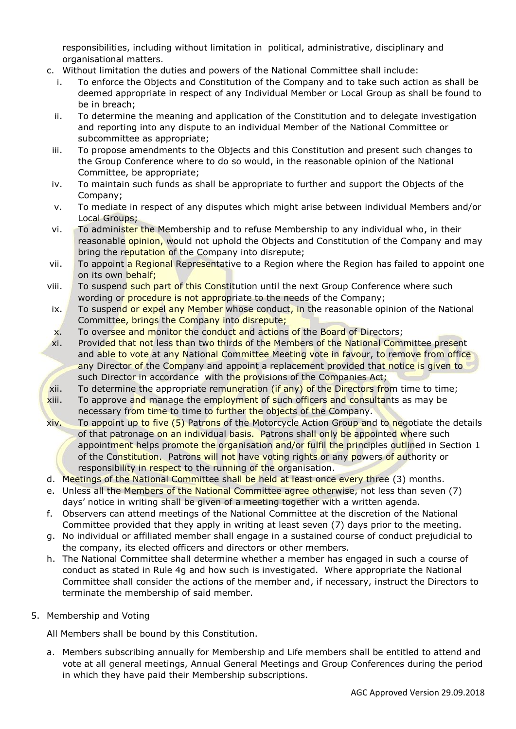responsibilities, including without limitation in political, administrative, disciplinary and organisational matters.

c. Without limitation the duties and powers of the National Committee shall include:
   i. To enforce the Objects and Constitution of the Company and to take such action as shall be deemed appropriate in respect of any Individual Member or Local Group as shall be found to be in breach;
   ii. To determine the meaning and application of the Constitution and to delegate investigation and reporting into any dispute to an individual Member of the National Committee or subcommittee as appropriate;
   iii. To propose amendments to the Objects and this Constitution and present such changes to the Group Conference where to do so would, in the reasonable opinion of the National Committee, be appropriate;
   iv. To maintain such funds as shall be appropriate to further and support the Objects of the Company;
   v. To mediate in respect of any disputes which might arise between individual Members and/or Local Groups;
   vi. To administer the Membership and to refuse Membership to any individual who, in their reasonable opinion, would not uphold the Objects and Constitution of the Company and may bring the reputation of the Company into disrepute;
   vii. To appoint a Regional Representative to a Region where the Region has failed to appoint one on its own behalf;
   viii. To suspend such part of this Constitution until the next Group Conference where such wording or procedure is not appropriate to the needs of the Company;
   ix. To suspend or expel any Member whose conduct, in the reasonable opinion of the National Committee, brings the Company into disrepute;
   x. To oversee and monitor the conduct and actions of the Board of Directors;
   xi. Provided that not less than two thirds of the Members of the National Committee present and able to vote at any National Committee Meeting vote in favour, to remove from office any Director of the Company and appoint a replacement provided that notice is given to such Director in accordance with the provisions of the Companies Act;
   xii. To determine the appropriate remuneration (if any) of the Directors from time to time;
   xiii. To approve and manage the employment of such officers and consultants as may be necessary from time to time to further the objects of the Company.
   xiv. To appoint up to five (5) Patrons of the Motorcycle Action Group and to negotiate the details of that patronage on an individual basis. Patrons shall only be appointed where such appointment helps promote the organisation and/or fulfil the principles outlined in Section 1 of the Constitution. Patrons will not have voting rights or any powers of authority or responsibility in respect to the running of the organisation.

d. Meetings of the National Committee shall be held at least once every three (3) months.

e. Unless all the Members of the National Committee agree otherwise, not less than seven (7) days' notice in writing shall be given of a meeting together with a written agenda.

f. Observers can attend meetings of the National Committee at the discretion of the National Committee provided that they apply in writing at least seven (7) days prior to the meeting.

g. No individual or affiliated member shall engage in a sustained course of conduct prejudicial to the company, its elected officers and directors or other members.

h. The National Committee shall determine whether a member has engaged in such a course of conduct as stated in Rule 4g and how such is investigated. Where appropriate the National Committee shall consider the actions of the member and, if necessary, instruct the Directors to terminate the membership of said member.

5. Membership and Voting

All Members shall be bound by this Constitution.

a. Members subscribing annually for Membership and Life members shall be entitled to attend and vote at all general meetings, Annual General Meetings and Group Conferences during the period in which they have paid their Membership subscriptions.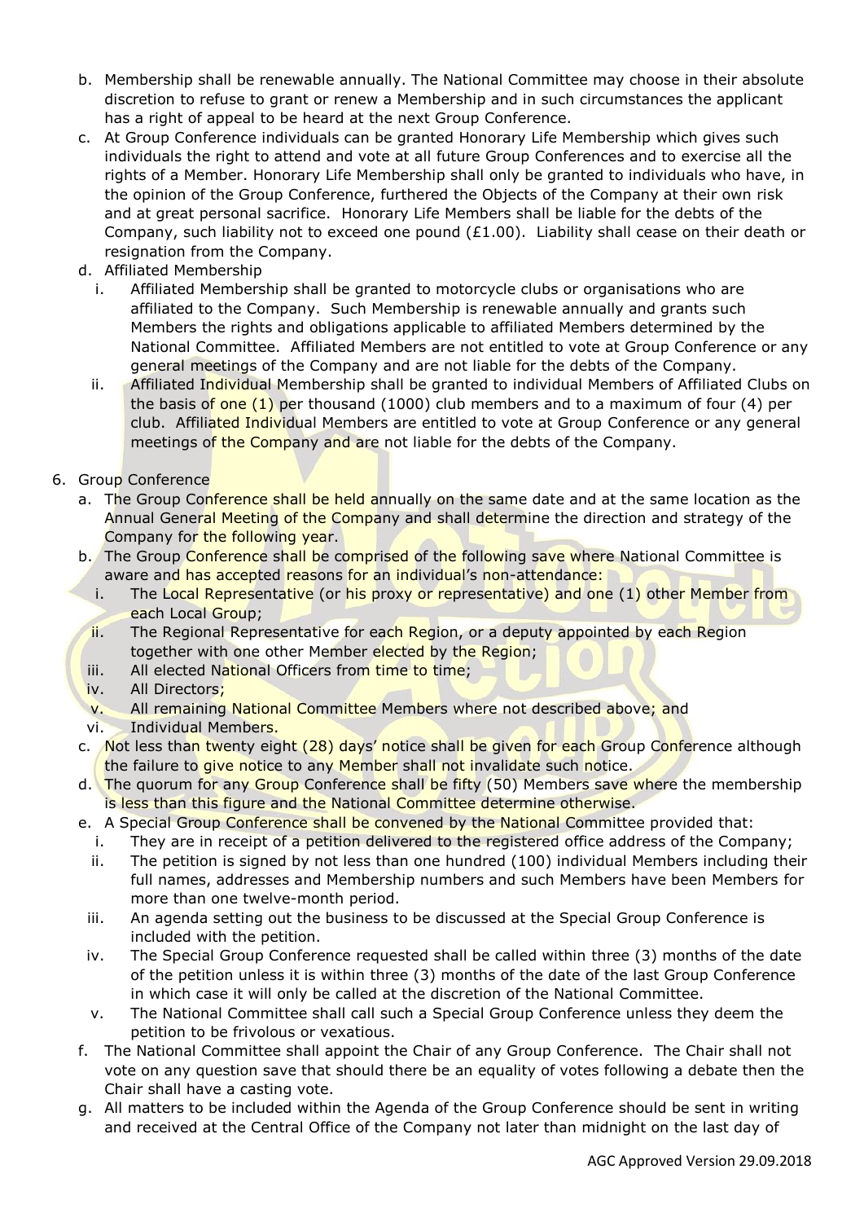b. Membership shall be renewable annually. The National Committee may choose in their absolute discretion to refuse to grant or renew a Membership and in such circumstances the applicant has a right of appeal to be heard at the next Group Conference.

c. At Group Conference individuals can be granted Honorary Life Membership which gives such individuals the right to attend and vote at all future Group Conferences and to exercise all the rights of a Member. Honorary Life Membership shall only be granted to individuals who have, in the opinion of the Group Conference, furthered the Objects of the Company at their own risk and at great personal sacrifice. Honorary Life Members shall be liable for the debts of the Company, such liability not to exceed one pound (£1.00). Liability shall cease on their death or resignation from the Company.

d. Affiliated Membership

   i. Affiliated Membership shall be granted to motorcycle clubs or organisations who are affiliated to the Company. Such Membership is renewable annually and grants such Members the rights and obligations applicable to affiliated Members determined by the National Committee. Affiliated Members are not entitled to vote at Group Conference or any general meetings of the Company and are not liable for the debts of the Company.

   ii. Affiliated Individual Membership shall be granted to individual Members of Affiliated Clubs on the basis of one (1) per thousand (1000) club members and to a maximum of four (4) per club. Affiliated Individual Members are entitled to vote at Group Conference or any general meetings of the Company and are not liable for the debts of the Company.

6. Group Conference

   a. The Group Conference shall be held annually on the same date and at the same location as the Annual General Meeting of the Company and shall determine the direction and strategy of the Company for the following year.

   b. The Group Conference shall be comprised of the following save where National Committee is aware and has accepted reasons for an individual's non-attendance:

      i. The Local Representative (or his proxy or representative) and one (1) other Member from each Local Group;
      ii. The Regional Representative for each Region, or a deputy appointed by each Region together with one other Member elected by the Region;
      iii. All elected National Officers from time to time;
      iv. All Directors;
      v. All remaining National Committee Members where not described above; and
      vi. Individual Members.

   c. Not less than twenty eight (28) days' notice shall be given for each Group Conference although the failure to give notice to any Member shall not invalidate such notice.

   d. The quorum for any Group Conference shall be fifty (50) Members save where the membership is less than this figure and the National Committee determine otherwise.

   e. A Special Group Conference shall be convened by the National Committee provided that:

      i. They are in receipt of a petition delivered to the registered office address of the Company;
      ii. The petition is signed by not less than one hundred (100) individual Members including their full names, addresses and Membership numbers and such Members have been Members for more than one twelve-month period.
      iii. An agenda setting out the business to be discussed at the Special Group Conference is included with the petition.
      iv. The Special Group Conference requested shall be called within three (3) months of the date of the petition unless it is within three (3) months of the date of the last Group Conference in which case it will only be called at the discretion of the National Committee.
      v. The National Committee shall call such a Special Group Conference unless they deem the petition to be frivolous or vexatious.

   f. The National Committee shall appoint the Chair of any Group Conference. The Chair shall not vote on any question save that should there be an equality of votes following a debate then the Chair shall have a casting vote.

   g. All matters to be included within the Agenda of the Group Conference should be sent in writing and received at the Central Office of the Company not later than midnight on the last day of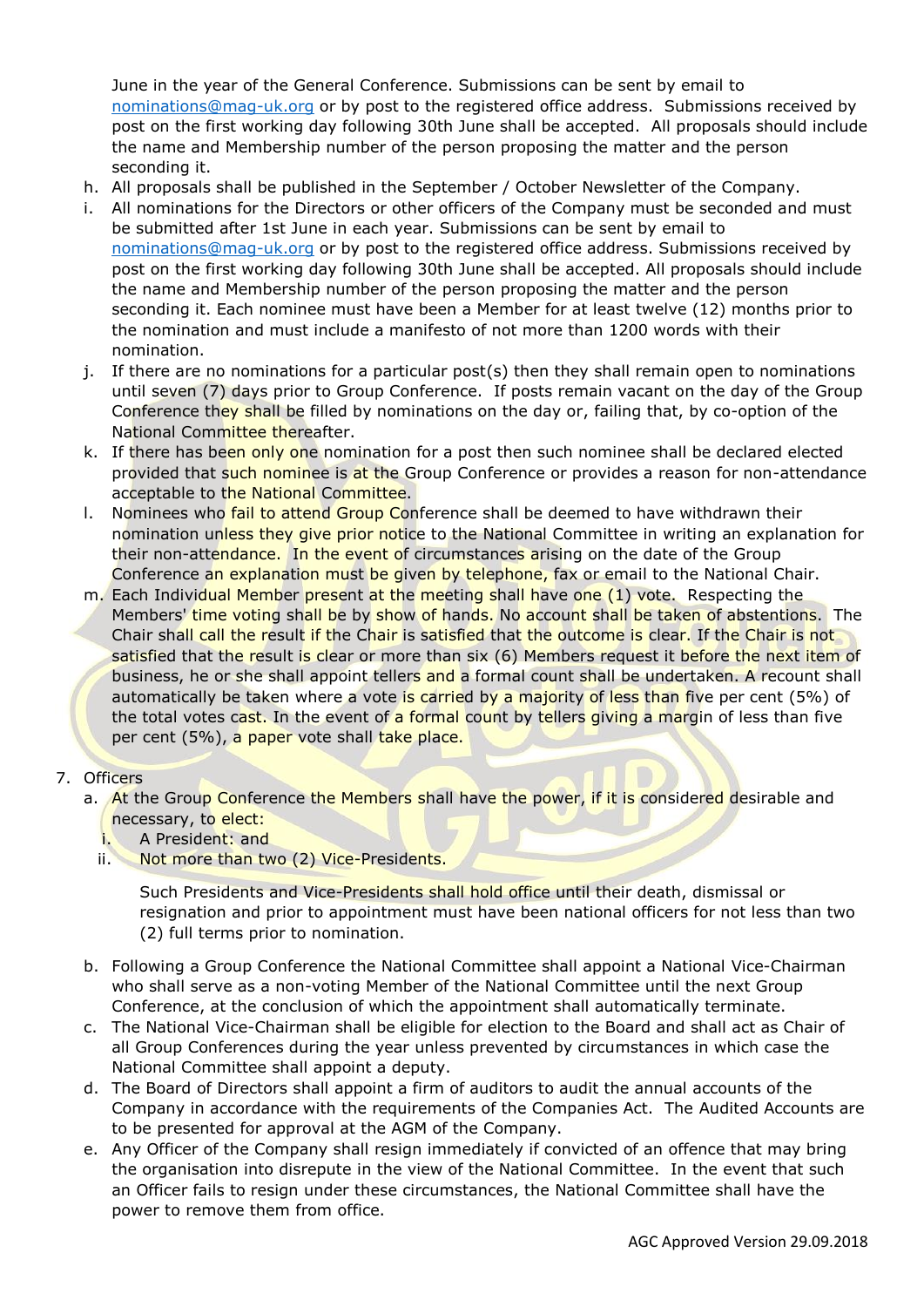June in the year of the General Conference. Submissions can be sent by email to nominations@mag-uk.org or by post to the registered office address. Submissions received by post on the first working day following 30th June shall be accepted. All proposals should include the name and Membership number of the person proposing the matter and the person seconding it.

h. All proposals shall be published in the September / October Newsletter of the Company.
i. All nominations for the Directors or other officers of the Company must be seconded and must be submitted after 1st June in each year. Submissions can be sent by email to nominations@mag-uk.org or by post to the registered office address. Submissions received by post on the first working day following 30th June shall be accepted. All proposals should include the name and Membership number of the person proposing the matter and the person seconding it. Each nominee must have been a Member for at least twelve (12) months prior to the nomination and must include a manifesto of not more than 1200 words with their nomination.
j. If there are no nominations for a particular post(s) then they shall remain open to nominations until seven (7) days prior to Group Conference. If posts remain vacant on the day of the Group Conference they shall be filled by nominations on the day or, failing that, by co-option of the National Committee thereafter.
k. If there has been only one nomination for a post then such nominee shall be declared elected provided that such nominee is at the Group Conference or provides a reason for non-attendance acceptable to the National Committee.
l. Nominees who fail to attend Group Conference shall be deemed to have withdrawn their nomination unless they give prior notice to the National Committee in writing an explanation for their non-attendance. In the event of circumstances arising on the date of the Group Conference an explanation must be given by telephone, fax or email to the National Chair.
m. Each Individual Member present at the meeting shall have one (1) vote. Respecting the Members' time voting shall be by show of hands. No account shall be taken of abstentions. The Chair shall call the result if the Chair is satisfied that the outcome is clear. If the Chair is not satisfied that the result is clear or more than six (6) Members request it before the next item of business, he or she shall appoint tellers and a formal count shall be undertaken. A recount shall automatically be taken where a vote is carried by a majority of less than five per cent (5%) of the total votes cast. In the event of a formal count by tellers giving a margin of less than five per cent (5%), a paper vote shall take place.

7. Officers
   a. At the Group Conference the Members shall have the power, if it is considered desirable and necessary, to elect:
      i. A President: and
      ii. Not more than two (2) Vice-Presidents.

      Such Presidents and Vice-Presidents shall hold office until their death, dismissal or resignation and prior to appointment must have been national officers for not less than two (2) full terms prior to nomination.

   b. Following a Group Conference the National Committee shall appoint a National Vice-Chairman who shall serve as a non-voting Member of the National Committee until the next Group Conference, at the conclusion of which the appointment shall automatically terminate.
   c. The National Vice-Chairman shall be eligible for election to the Board and shall act as Chair of all Group Conferences during the year unless prevented by circumstances in which case the National Committee shall appoint a deputy.
   d. The Board of Directors shall appoint a firm of auditors to audit the annual accounts of the Company in accordance with the requirements of the Companies Act. The Audited Accounts are to be presented for approval at the AGM of the Company.
   e. Any Officer of the Company shall resign immediately if convicted of an offence that may bring the organisation into disrepute in the view of the National Committee. In the event that such an Officer fails to resign under these circumstances, the National Committee shall have the power to remove them from office.

AGC Approved Version 29.09.2018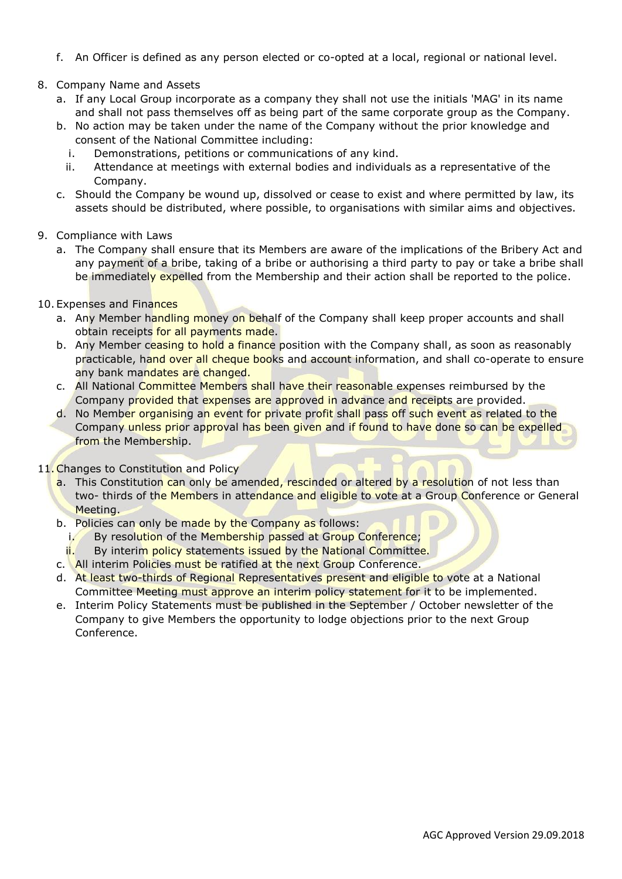f. An Officer is defined as any person elected or co-opted at a local, regional or national level.

8. Company Name and Assets
   a. If any Local Group incorporate as a company they shall not use the initials 'MAG' in its name and shall not pass themselves off as being part of the same corporate group as the Company.
   b. No action may be taken under the name of the Company without the prior knowledge and consent of the National Committee including:
      i. Demonstrations, petitions or communications of any kind.
      ii. Attendance at meetings with external bodies and individuals as a representative of the Company.
   c. Should the Company be wound up, dissolved or cease to exist and where permitted by law, its assets should be distributed, where possible, to organisations with similar aims and objectives.

9. Compliance with Laws
   a. The Company shall ensure that its Members are aware of the implications of the Bribery Act and any payment of a bribe, taking of a bribe or authorising a third party to pay or take a bribe shall be immediately expelled from the Membership and their action shall be reported to the police.

10. Expenses and Finances
    a. Any Member handling money on behalf of the Company shall keep proper accounts and shall obtain receipts for all payments made.
    b. Any Member ceasing to hold a finance position with the Company shall, as soon as reasonably practicable, hand over all cheque books and account information, and shall co-operate to ensure any bank mandates are changed.
    c. All National Committee Members shall have their reasonable expenses reimbursed by the Company provided that expenses are approved in advance and receipts are provided.
    d. No Member organising an event for private profit shall pass off such event as related to the Company unless prior approval has been given and if found to have done so can be expelled from the Membership.

11. Changes to Constitution and Policy
    a. This Constitution can only be amended, rescinded or altered by a resolution of not less than two- thirds of the Members in attendance and eligible to vote at a Group Conference or General Meeting.
    b. Policies can only be made by the Company as follows:
       i. By resolution of the Membership passed at Group Conference;
       ii. By interim policy statements issued by the National Committee.
    c. All interim Policies must be ratified at the next Group Conference.
    d. At least two-thirds of Regional Representatives present and eligible to vote at a National Committee Meeting must approve an interim policy statement for it to be implemented.
    e. Interim Policy Statements must be published in the September / October newsletter of the Company to give Members the opportunity to lodge objections prior to the next Group Conference.

AGC Approved Version 29.09.2018